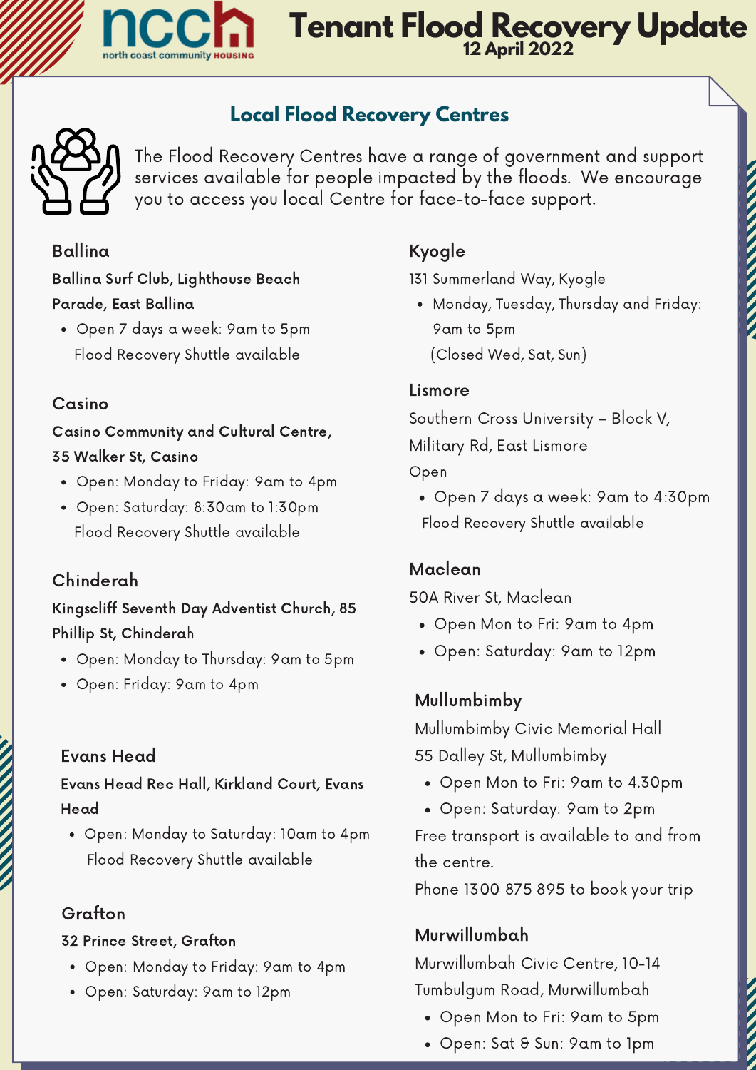# Tenant Flood Recovery Update

12 April 2022

## Local Flood Recovery Centres

The Flood Recovery Centres have a range of government and support services available for people impacted by the floods. We encourage you to access you local Centre for face-to-face support.

### Ballina

**Ballina Surf Club, Lighthouse Beach Parade, East Ballina**

- Open 7 days a week: 9am to 5pm

Flood Recovery Shuttle available

### Casino

**Casino Community and Cultural Centre, 35 Walker St, Casino**

- Open: Monday to Friday: 9am to 4pm
- Open: Saturday: 8:30am to 1:30pm

Flood Recovery Shuttle available

### Chinderah

**Kingscliff Seventh Day Adventist Church, 85 Phillip St, Chinderah**

- Open: Monday to Thursday: 9am to 5pm
- Open: Friday: 9am to 4pm

### Evans Head

**Evans Head Rec Hall, Kirkland Court, Evans Head**

- Open: Monday to Saturday: 10am to 4pm

Flood Recovery Shuttle available

### Grafton

**32 Prince Street, Grafton**

- Open: Monday to Friday: 9am to 4pm
- Open: Saturday: 9am to 12pm

### Kyogle

131 Summerland Way, Kyogle

- Monday, Tuesday, Thursday and Friday: 9am to 5pm

(Closed Wed, Sat, Sun)

### Lismore

Southern Cross University – Block V, Military Rd, East Lismore

Open

- Open 7 days a week: 9am to 4:30pm

Flood Recovery Shuttle available

### Maclean

50A River St, Maclean

- Open Mon to Fri: 9am to 4pm
- Open: Saturday: 9am to 12pm

### Mullumbimby

Mullumbimby Civic Memorial Hall

55 Dalley St, Mullumbimby

- Open Mon to Fri: 9am to 4.30pm
- Open: Saturday: 9am to 2pm

Free transport is available to and from the centre.

Phone 1300 875 895 to book your trip

### Murwillumbah

Murwillumbah Civic Centre, 10-14 Tumbulgum Road, Murwillumbah

- Open Mon to Fri: 9am to 5pm
- Open: Sat & Sun: 9am to 1pm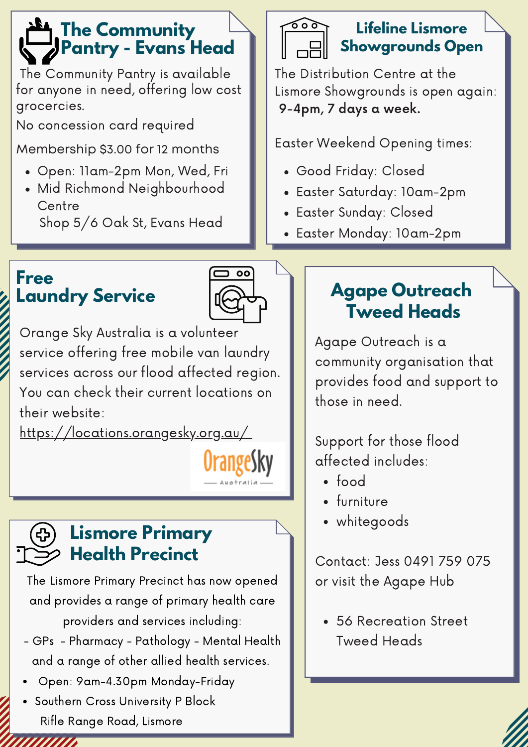## The Community Pantry - Evans Head

The Community Pantry is available for anyone in need, offering low cost grocercies.

No concession card required

Membership $3.00 for 12 months

- Open: 11am-2pm Mon, Wed, Fri
- Mid Richmond Neighbourhood Centre
  Shop 5/6 Oak St, Evans Head

## Lifeline Lismore Showgrounds Open

The Distribution Centre at the Lismore Showgrounds is open again: **9-4pm, 7 days a week.**

Easter Weekend Opening times:

- Good Friday: Closed
- Easter Saturday: 10am-2pm
- Easter Sunday: Closed
- Easter Monday: 10am-2pm

## Free Laundry Service

Orange Sky Australia is a volunteer service offering free mobile van laundry services across our flood affected region. You can check their current locations on their website:
https://locations.orangesky.org.au/

OrangeSky Australia

## Agape Outreach Tweed Heads

Agape Outreach is a community organisation that provides food and support to those in need.

Support for those flood affected includes:

- food
- furniture
- whitegoods

Contact: Jess 0491 759 075 or visit the Agape Hub

- 56 Recreation Street Tweed Heads

## Lismore Primary Health Precinct

The Lismore Primary Precinct has now opened and provides a range of primary health care providers and services including:
- GPs - Pharmacy - Pathology - Mental Health and a range of other allied health services.

- Open: 9am-4.30pm Monday-Friday
- Southern Cross University P Block
  Rifle Range Road, Lismore